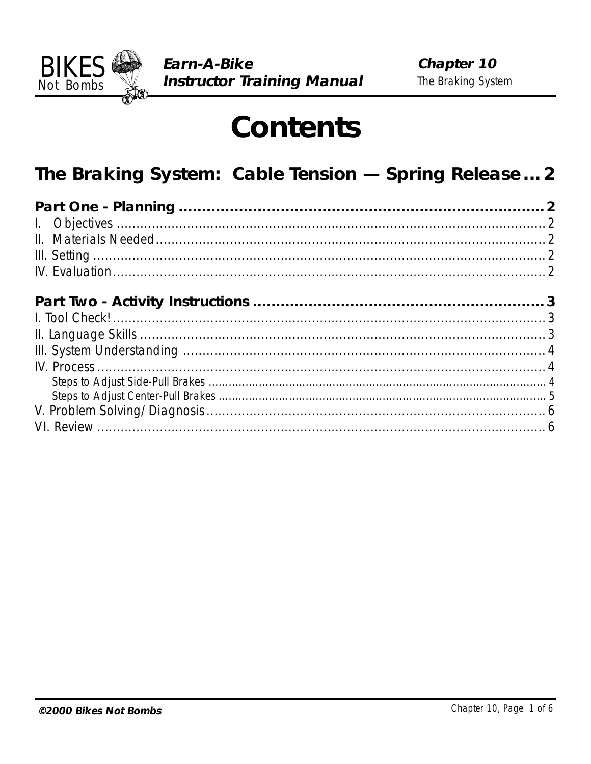# Contents

## The Braking System: Cable Tension — Spring Release ... 2

**Part One - Planning ... 2**

- I. Objectives ... 2
- II. Materials Needed ... 2
- III. Setting ... 2
- IV. Evaluation ... 2

**Part Two - Activity Instructions ... 3**

- I. Tool Check! ... 3
- II. Language Skills ... 3
- III. System Understanding ... 4
- IV. Process ... 4
  - Steps to Adjust Side-Pull Brakes ... 4
  - Steps to Adjust Center-Pull Brakes ... 5
- V. Problem Solving/Diagnosis ... 6
- VI. Review ... 6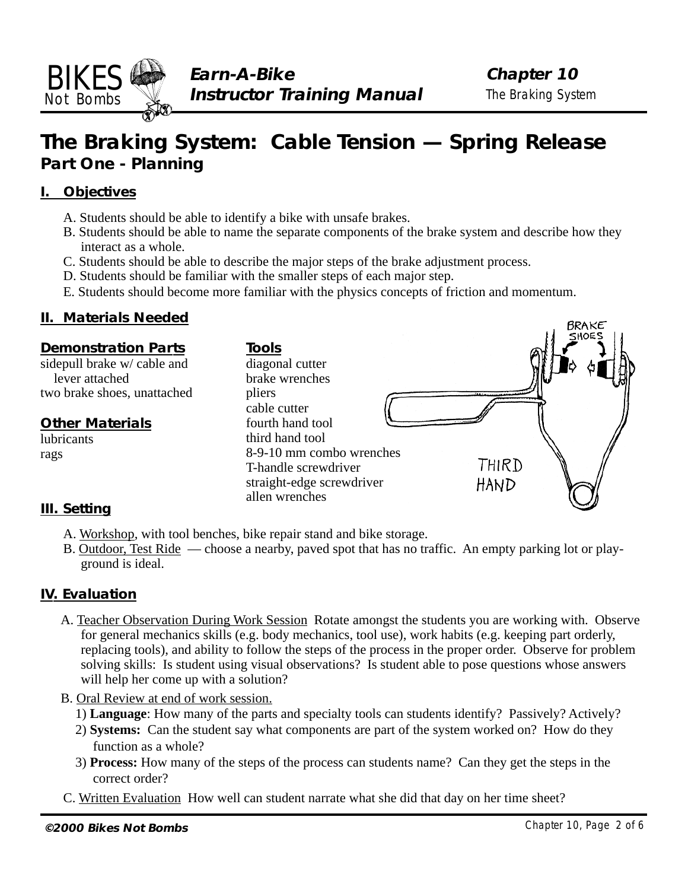# The Braking System: Cable Tension — Spring Release

## Part One - Planning

### I. Objectives

A. Students should be able to identify a bike with unsafe brakes.
B. Students should be able to name the separate components of the brake system and describe how they interact as a whole.
C. Students should be able to describe the major steps of the brake adjustment process.
D. Students should be familiar with the smaller steps of each major step.
E. Students should become more familiar with the physics concepts of friction and momentum.

### II. Materials Needed

**Demonstration Parts**

sidepull brake w/ cable and lever attached
two brake shoes, unattached

**Other Materials**

lubricants
rags

**Tools**

diagonal cutter
brake wrenches
pliers
cable cutter
fourth hand tool
third hand tool
8-9-10 mm combo wrenches
T-handle screwdriver
straight-edge screwdriver
allen wrenches

### III. Setting

A. Workshop, with tool benches, bike repair stand and bike storage.
B. Outdoor, Test Ride — choose a nearby, paved spot that has no traffic. An empty parking lot or playground is ideal.

### IV. Evaluation

A. Teacher Observation During Work Session Rotate amongst the students you are working with. Observe for general mechanics skills (e.g. body mechanics, tool use), work habits (e.g. keeping part orderly, replacing tools), and ability to follow the steps of the process in the proper order. Observe for problem solving skills: Is student using visual observations? Is student able to pose questions whose answers will help her come up with a solution?

B. Oral Review at end of work session.
1) **Language**: How many of the parts and specialty tools can students identify? Passively? Actively?
2) **Systems:** Can the student say what components are part of the system worked on? How do they function as a whole?
3) **Process:** How many of the steps of the process can students name? Can they get the steps in the correct order?

C. Written Evaluation How well can student narrate what she did that day on her time sheet?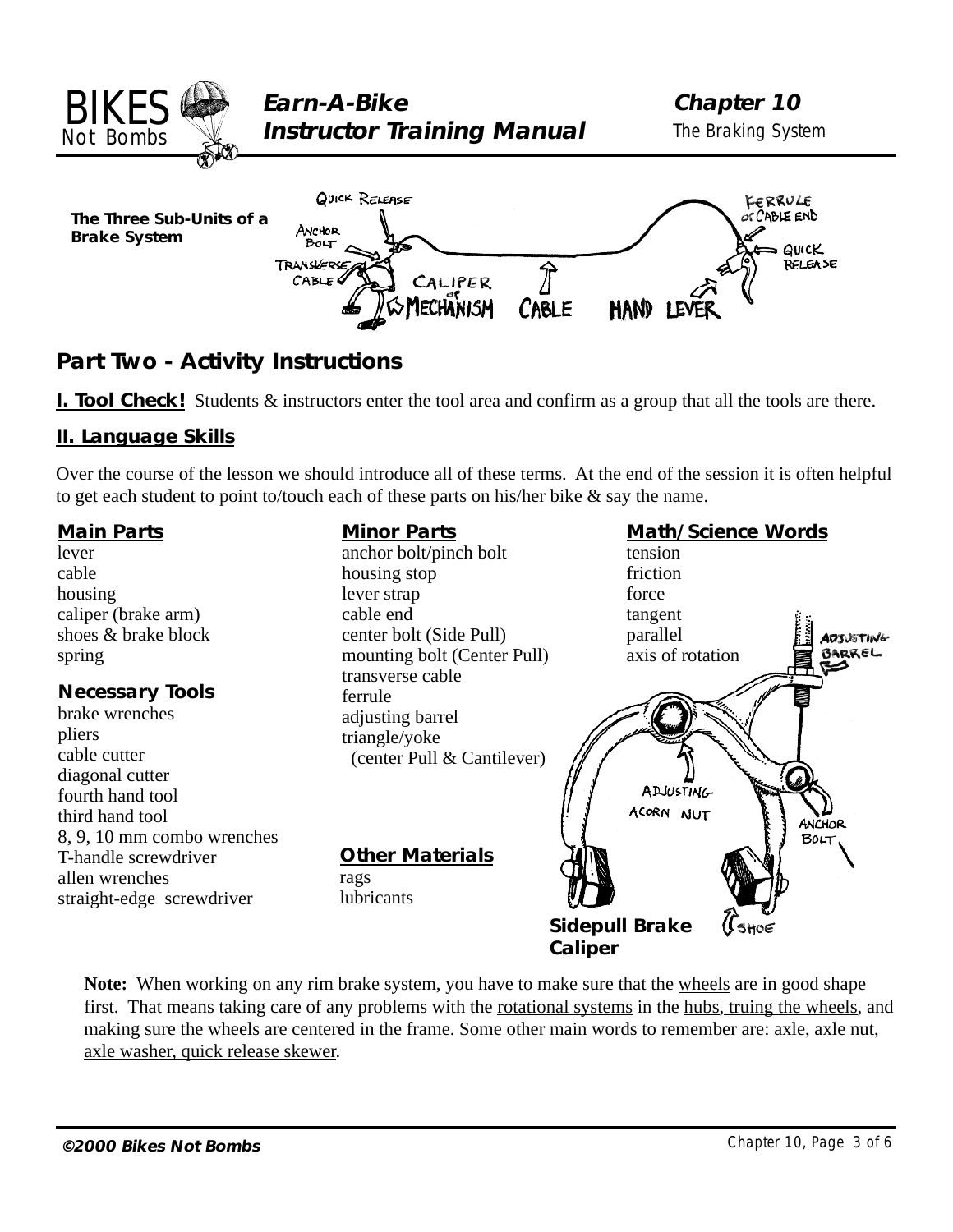**The Three Sub-Units of a Brake System**

## Part Two - Activity Instructions

**I. Tool Check!** Students & instructors enter the tool area and confirm as a group that all the tools are there.

### II. Language Skills

Over the course of the lesson we should introduce all of these terms. At the end of the session it is often helpful to get each student to point to/touch each of these parts on his/her bike & say the name.

**Main Parts**
lever
cable
housing
caliper (brake arm)
shoes & brake block
spring

**Necessary Tools**
brake wrenches
pliers
cable cutter
diagonal cutter
fourth hand tool
third hand tool
8, 9, 10 mm combo wrenches
T-handle screwdriver
allen wrenches
straight-edge screwdriver

**Minor Parts**
anchor bolt/pinch bolt
housing stop
lever strap
cable end
center bolt (Side Pull)
mounting bolt (Center Pull)
transverse cable
ferrule
adjusting barrel
triangle/yoke
(center Pull & Cantilever)

**Other Materials**
rags
lubricants

**Math/Science Words**
tension
friction
force
tangent
parallel
axis of rotation

**Sidepull Brake Caliper**

**Note:** When working on any rim brake system, you have to make sure that the wheels are in good shape first. That means taking care of any problems with the rotational systems in the hubs, truing the wheels, and making sure the wheels are centered in the frame. Some other main words to remember are: axle, axle nut, axle washer, quick release skewer.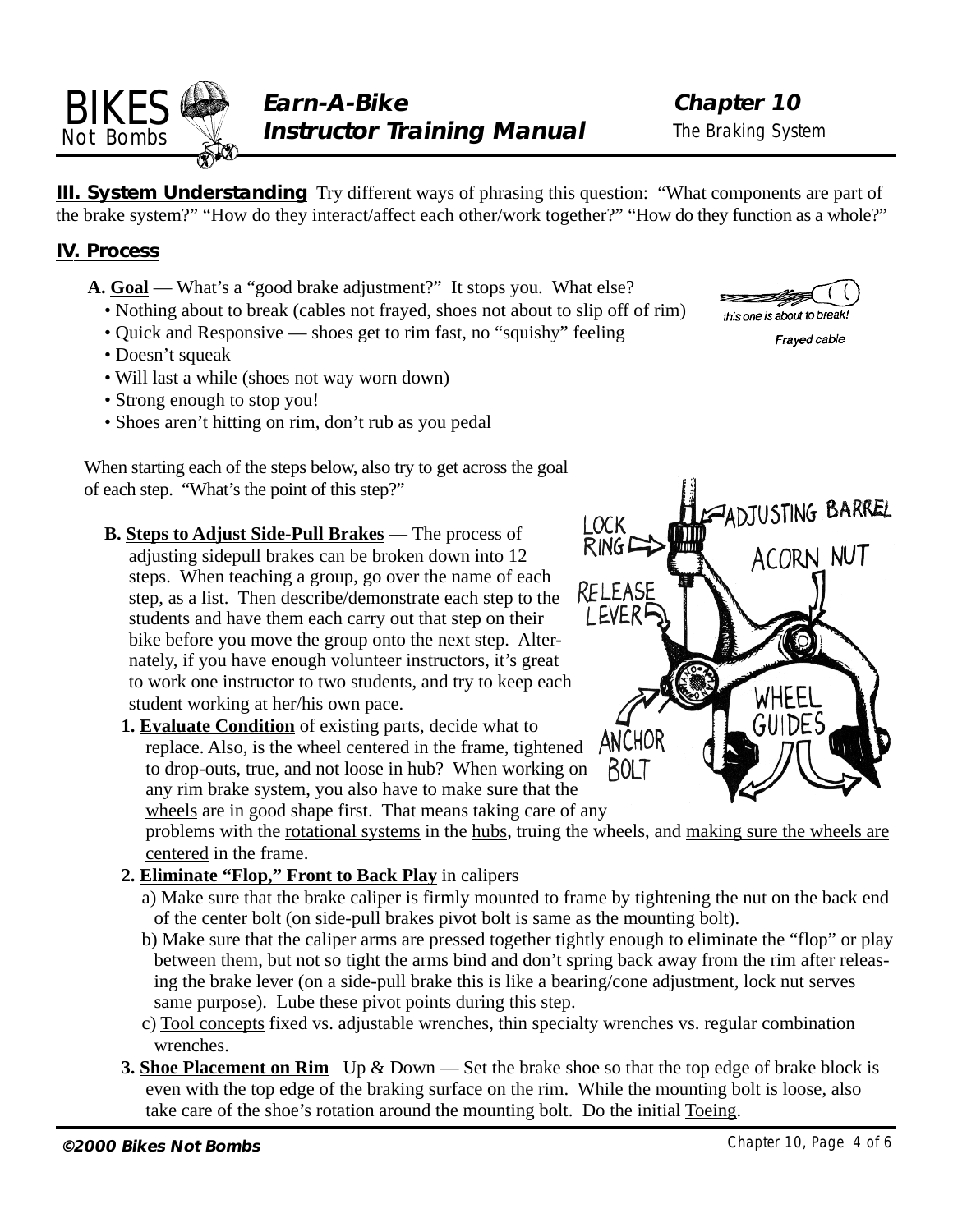**III. System Understanding** Try different ways of phrasing this question: "What components are part of the brake system?" "How do they interact/affect each other/work together?" "How do they function as a whole?"

## IV. Process

**A. Goal** — What's a "good brake adjustment?" It stops you. What else?

- Nothing about to break (cables not frayed, shoes not about to slip off of rim)
- Quick and Responsive — shoes get to rim fast, no "squishy" feeling
- Doesn't squeak
- Will last a while (shoes not way worn down)
- Strong enough to stop you!
- Shoes aren't hitting on rim, don't rub as you pedal

this one is about to break!

*Frayed cable*

When starting each of the steps below, also try to get across the goal of each step. "What's the point of this step?"

**B. Steps to Adjust Side-Pull Brakes** — The process of adjusting sidepull brakes can be broken down into 12 steps. When teaching a group, go over the name of each step, as a list. Then describe/demonstrate each step to the students and have them each carry out that step on their bike before you move the group onto the next step. Alternately, if you have enough volunteer instructors, it's great to work one instructor to two students, and try to keep each student working at her/his own pace.

LOCK RING — ADJUSTING BARREL — ACORN NUT — RELEASE LEVER — ANCHOR BOLT — WHEEL GUIDES

1. **Evaluate Condition** of existing parts, decide what to replace. Also, is the wheel centered in the frame, tightened to drop-outs, true, and not loose in hub? When working on any rim brake system, you also have to make sure that the wheels are in good shape first. That means taking care of any problems with the rotational systems in the hubs, truing the wheels, and making sure the wheels are centered in the frame.
2. **Eliminate "Flop," Front to Back Play** in calipers
   a) Make sure that the brake caliper is firmly mounted to frame by tightening the nut on the back end of the center bolt (on side-pull brakes pivot bolt is same as the mounting bolt).
   b) Make sure that the caliper arms are pressed together tightly enough to eliminate the "flop" or play between them, but not so tight the arms bind and don't spring back away from the rim after releasing the brake lever (on a side-pull brake this is like a bearing/cone adjustment, lock nut serves same purpose). Lube these pivot points during this step.
   c) Tool concepts fixed vs. adjustable wrenches, thin specialty wrenches vs. regular combination wrenches.
3. **Shoe Placement on Rim** Up & Down — Set the brake shoe so that the top edge of brake block is even with the top edge of the braking surface on the rim. While the mounting bolt is loose, also take care of the shoe's rotation around the mounting bolt. Do the initial Toeing.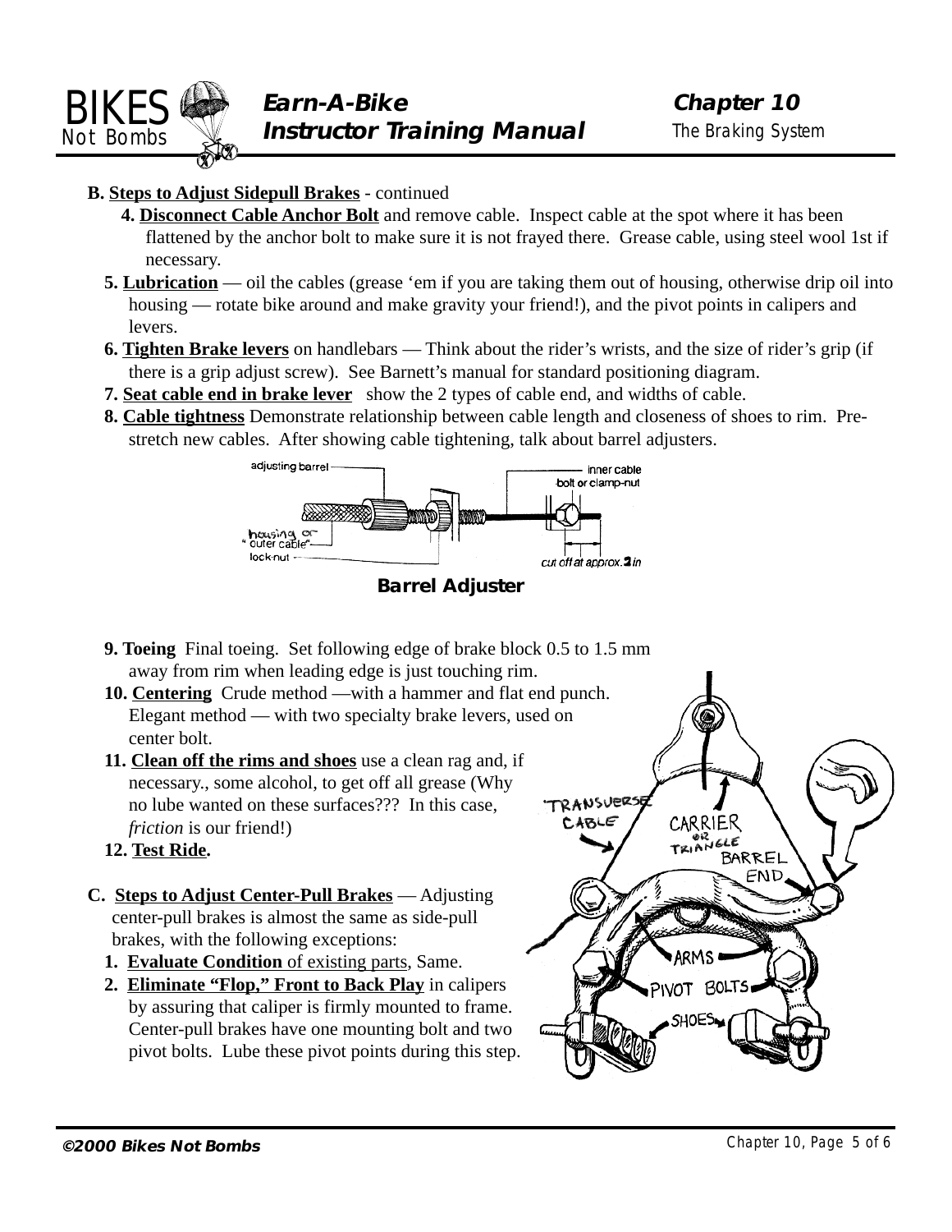**B. Steps to Adjust Sidepull Brakes** - continued

4. **Disconnect Cable Anchor Bolt** and remove cable. Inspect cable at the spot where it has been flattened by the anchor bolt to make sure it is not frayed there. Grease cable, using steel wool 1st if necessary.
5. **Lubrication** — oil the cables (grease 'em if you are taking them out of housing, otherwise drip oil into housing — rotate bike around and make gravity your friend!), and the pivot points in calipers and levers.
6. **Tighten Brake levers** on handlebars — Think about the rider's wrists, and the size of rider's grip (if there is a grip adjust screw). See Barnett's manual for standard positioning diagram.
7. **Seat cable end in brake lever** show the 2 types of cable end, and widths of cable.
8. **Cable tightness** Demonstrate relationship between cable length and closeness of shoes to rim. Pre-stretch new cables. After showing cable tightening, talk about barrel adjusters.

**Barrel Adjuster**

9. **Toeing** Final toeing. Set following edge of brake block 0.5 to 1.5 mm away from rim when leading edge is just touching rim.
10. **Centering** Crude method —with a hammer and flat end punch. Elegant method — with two specialty brake levers, used on center bolt.
11. **Clean off the rims and shoes** use a clean rag and, if necessary., some alcohol, to get off all grease (Why no lube wanted on these surfaces??? In this case, *friction* is our friend!)
12. **Test Ride.**

**C. Steps to Adjust Center-Pull Brakes** — Adjusting center-pull brakes is almost the same as side-pull brakes, with the following exceptions:

1. **Evaluate Condition** of existing parts, Same.
2. **Eliminate "Flop," Front to Back Play** in calipers by assuring that caliper is firmly mounted to frame. Center-pull brakes have one mounting bolt and two pivot bolts. Lube these pivot points during this step.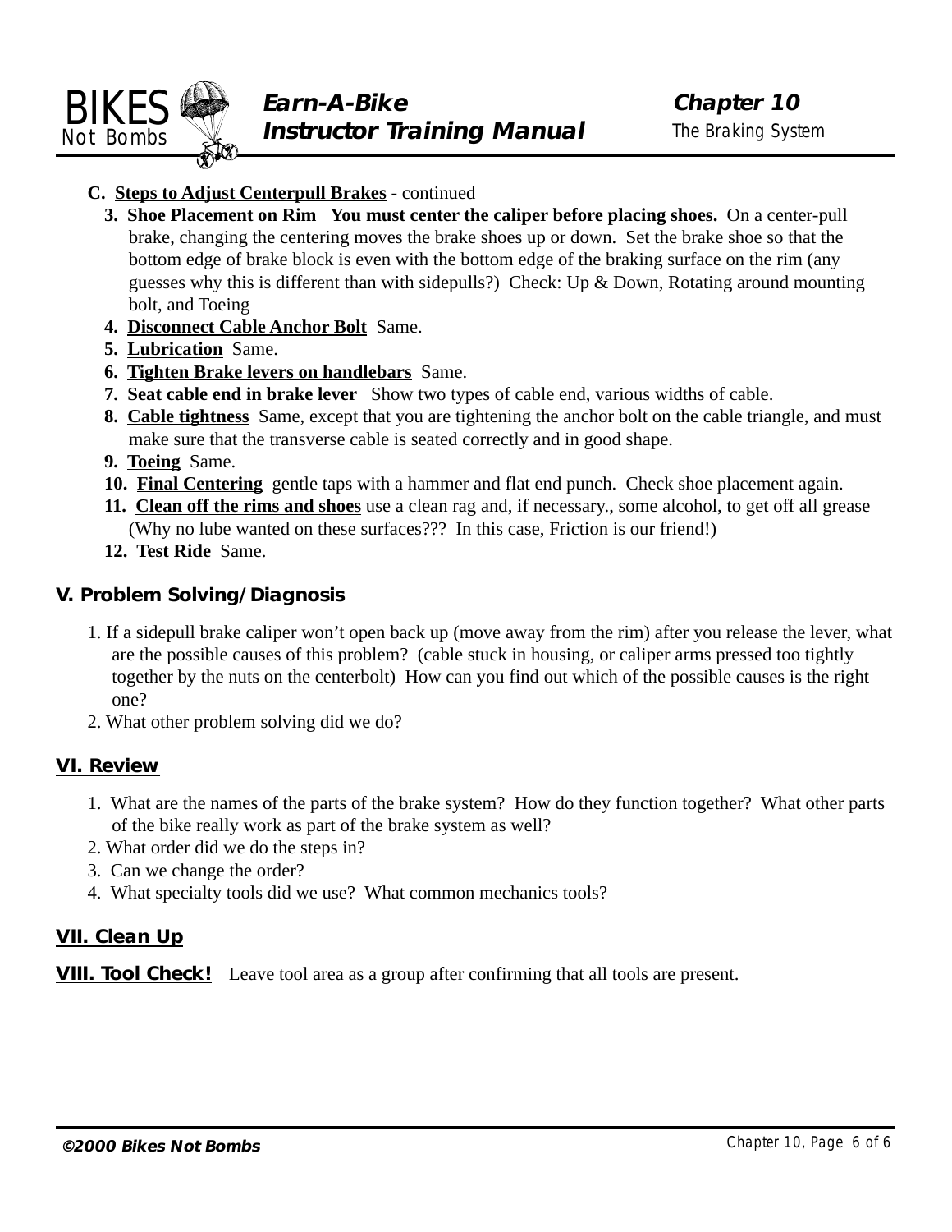**C. <u>Steps to Adjust Centerpull Brakes</u>** - continued

3. **<u>Shoe Placement on Rim</u> You must center the caliper before placing shoes.** On a center-pull brake, changing the centering moves the brake shoes up or down. Set the brake shoe so that the bottom edge of brake block is even with the bottom edge of the braking surface on the rim (any guesses why this is different than with sidepulls?) Check: Up & Down, Rotating around mounting bolt, and Toeing
4. **<u>Disconnect Cable Anchor Bolt</u>** Same.
5. **<u>Lubrication</u>** Same.
6. **<u>Tighten Brake levers on handlebars</u>** Same.
7. **<u>Seat cable end in brake lever</u>** Show two types of cable end, various widths of cable.
8. **<u>Cable tightness</u>** Same, except that you are tightening the anchor bolt on the cable triangle, and must make sure that the transverse cable is seated correctly and in good shape.
9. **<u>Toeing</u>** Same.
10. **<u>Final Centering</u>** gentle taps with a hammer and flat end punch. Check shoe placement again.
11. **<u>Clean off the rims and shoes</u>** use a clean rag and, if necessary., some alcohol, to get off all grease (Why no lube wanted on these surfaces??? In this case, Friction is our friend!)
12. **<u>Test Ride</u>** Same.

## V. Problem Solving/Diagnosis

1. If a sidepull brake caliper won't open back up (move away from the rim) after you release the lever, what are the possible causes of this problem? (cable stuck in housing, or caliper arms pressed too tightly together by the nuts on the centerbolt) How can you find out which of the possible causes is the right one?
2. What other problem solving did we do?

## VI. Review

1. What are the names of the parts of the brake system? How do they function together? What other parts of the bike really work as part of the brake system as well?
2. What order did we do the steps in?
3. Can we change the order?
4. What specialty tools did we use? What common mechanics tools?

## VII. Clean Up

**VIII. Tool Check!** Leave tool area as a group after confirming that all tools are present.